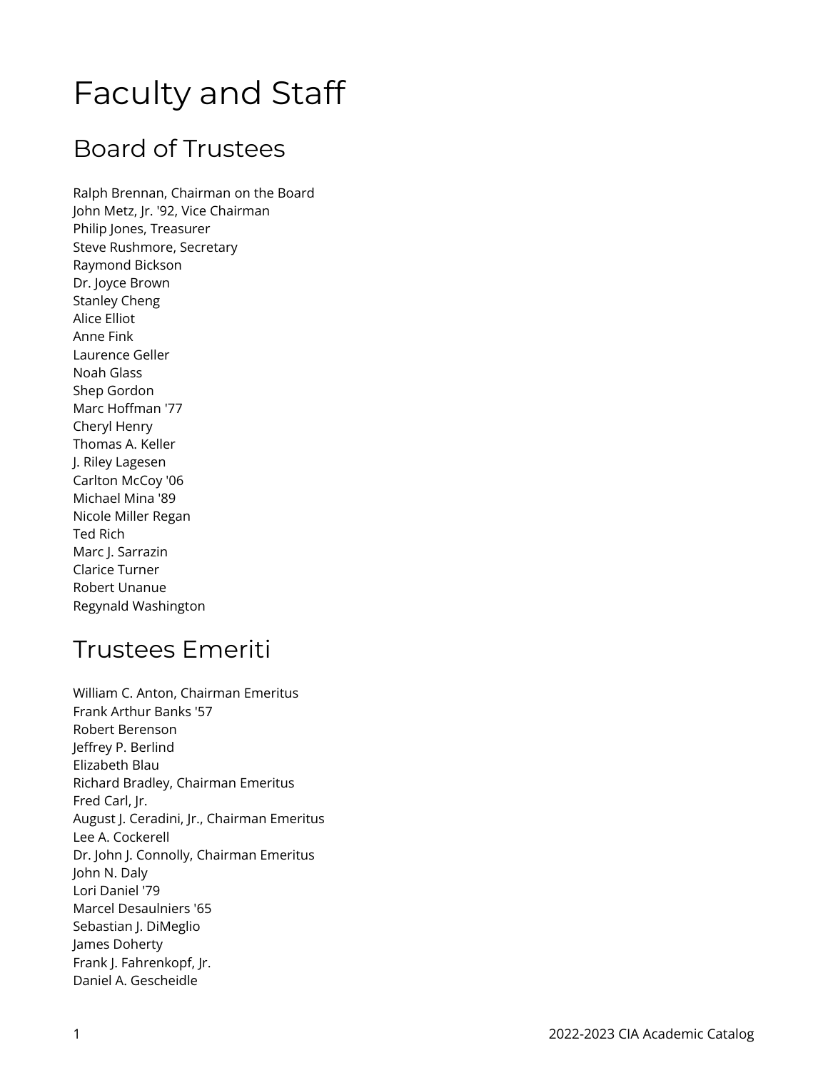# Faculty and Staff

## Board of Trustees

Ralph Brennan, Chairman on the Board
John Metz, Jr. '92, Vice Chairman
Philip Jones, Treasurer
Steve Rushmore, Secretary
Raymond Bickson
Dr. Joyce Brown
Stanley Cheng
Alice Elliot
Anne Fink
Laurence Geller
Noah Glass
Shep Gordon
Marc Hoffman '77
Cheryl Henry
Thomas A. Keller
J. Riley Lagesen
Carlton McCoy '06
Michael Mina '89
Nicole Miller Regan
Ted Rich
Marc J. Sarrazin
Clarice Turner
Robert Unanue
Regynald Washington

## Trustees Emeriti

William C. Anton, Chairman Emeritus
Frank Arthur Banks '57
Robert Berenson
Jeffrey P. Berlind
Elizabeth Blau
Richard Bradley, Chairman Emeritus
Fred Carl, Jr.
August J. Ceradini, Jr., Chairman Emeritus
Lee A. Cockerell
Dr. John J. Connolly, Chairman Emeritus
John N. Daly
Lori Daniel '79
Marcel Desaulniers '65
Sebastian J. DiMeglio
James Doherty
Frank J. Fahrenkopf, Jr.
Daniel A. Gescheidle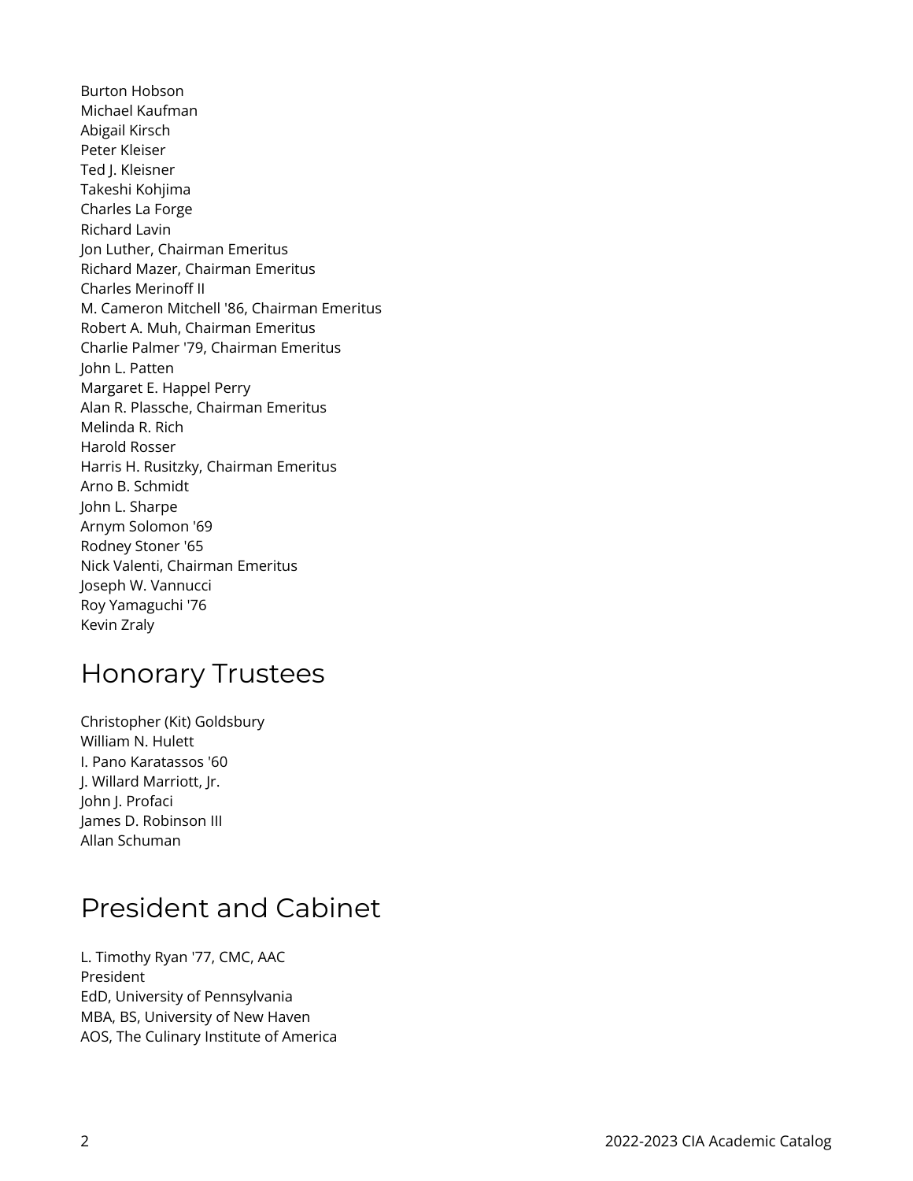Burton Hobson
Michael Kaufman
Abigail Kirsch
Peter Kleiser
Ted J. Kleisner
Takeshi Kohjima
Charles La Forge
Richard Lavin
Jon Luther, Chairman Emeritus
Richard Mazer, Chairman Emeritus
Charles Merinoff II
M. Cameron Mitchell '86, Chairman Emeritus
Robert A. Muh, Chairman Emeritus
Charlie Palmer '79, Chairman Emeritus
John L. Patten
Margaret E. Happel Perry
Alan R. Plassche, Chairman Emeritus
Melinda R. Rich
Harold Rosser
Harris H. Rusitzky, Chairman Emeritus
Arno B. Schmidt
John L. Sharpe
Arnym Solomon '69
Rodney Stoner '65
Nick Valenti, Chairman Emeritus
Joseph W. Vannucci
Roy Yamaguchi '76
Kevin Zraly

## Honorary Trustees

Christopher (Kit) Goldsbury
William N. Hulett
I. Pano Karatassos '60
J. Willard Marriott, Jr.
John J. Profaci
James D. Robinson III
Allan Schuman

## President and Cabinet

L. Timothy Ryan '77, CMC, AAC
President
EdD, University of Pennsylvania
MBA, BS, University of New Haven
AOS, The Culinary Institute of America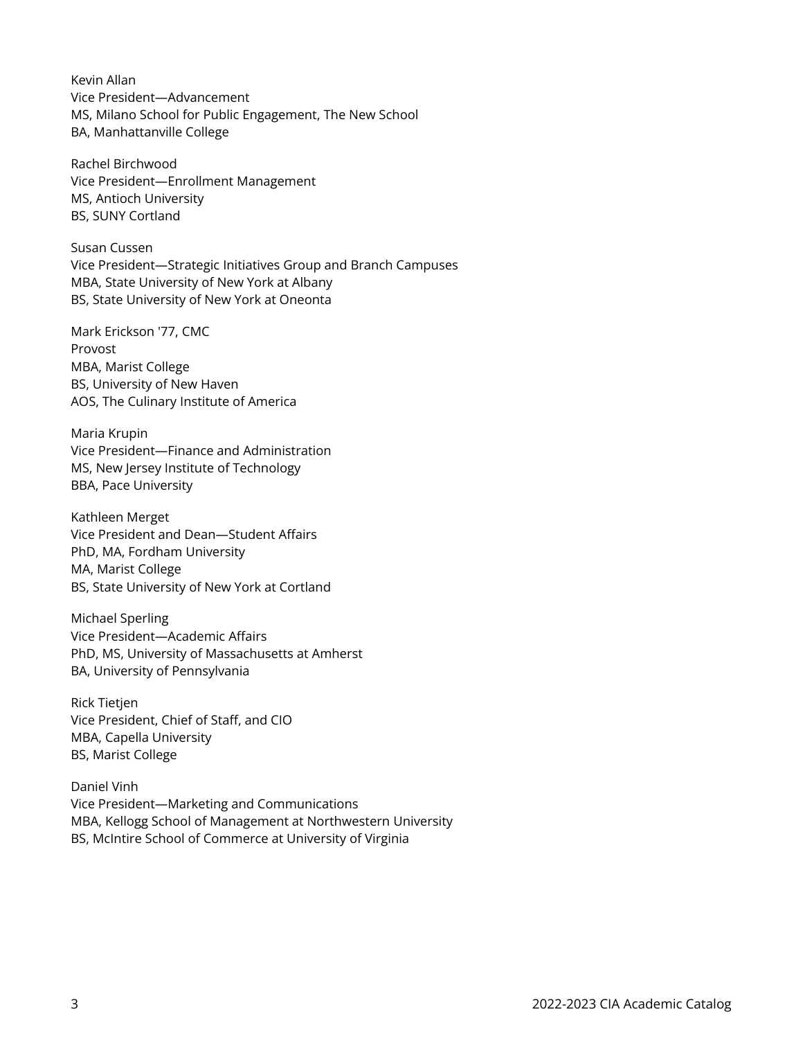Kevin Allan
Vice President—Advancement
MS, Milano School for Public Engagement, The New School
BA, Manhattanville College

Rachel Birchwood
Vice President—Enrollment Management
MS, Antioch University
BS, SUNY Cortland

Susan Cussen
Vice President—Strategic Initiatives Group and Branch Campuses
MBA, State University of New York at Albany
BS, State University of New York at Oneonta

Mark Erickson '77, CMC
Provost
MBA, Marist College
BS, University of New Haven
AOS, The Culinary Institute of America

Maria Krupin
Vice President—Finance and Administration
MS, New Jersey Institute of Technology
BBA, Pace University

Kathleen Merget
Vice President and Dean—Student Affairs
PhD, MA, Fordham University
MA, Marist College
BS, State University of New York at Cortland

Michael Sperling
Vice President—Academic Affairs
PhD, MS, University of Massachusetts at Amherst
BA, University of Pennsylvania

Rick Tietjen
Vice President, Chief of Staff, and CIO
MBA, Capella University
BS, Marist College

Daniel Vinh
Vice President—Marketing and Communications
MBA, Kellogg School of Management at Northwestern University
BS, McIntire School of Commerce at University of Virginia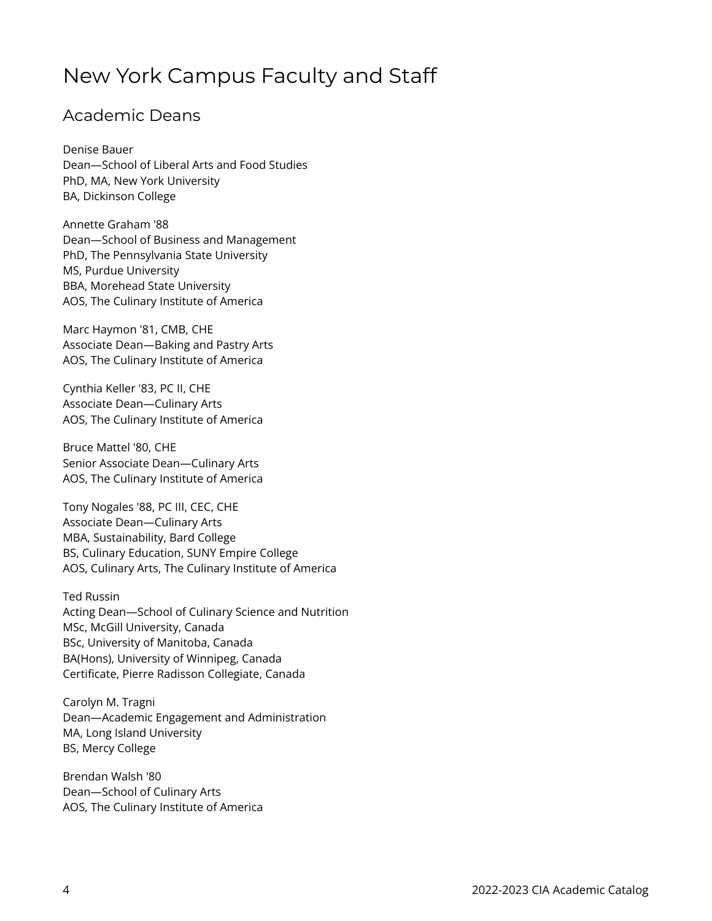# New York Campus Faculty and Staff

## Academic Deans

Denise Bauer
Dean—School of Liberal Arts and Food Studies
PhD, MA, New York University
BA, Dickinson College

Annette Graham '88
Dean—School of Business and Management
PhD, The Pennsylvania State University
MS, Purdue University
BBA, Morehead State University
AOS, The Culinary Institute of America

Marc Haymon '81, CMB, CHE
Associate Dean—Baking and Pastry Arts
AOS, The Culinary Institute of America

Cynthia Keller '83, PC II, CHE
Associate Dean—Culinary Arts
AOS, The Culinary Institute of America

Bruce Mattel '80, CHE
Senior Associate Dean—Culinary Arts
AOS, The Culinary Institute of America

Tony Nogales '88, PC III, CEC, CHE
Associate Dean—Culinary Arts
MBA, Sustainability, Bard College
BS, Culinary Education, SUNY Empire College
AOS, Culinary Arts, The Culinary Institute of America

Ted Russin
Acting Dean—School of Culinary Science and Nutrition
MSc, McGill University, Canada
BSc, University of Manitoba, Canada
BA(Hons), University of Winnipeg, Canada
Certificate, Pierre Radisson Collegiate, Canada

Carolyn M. Tragni
Dean—Academic Engagement and Administration
MA, Long Island University
BS, Mercy College

Brendan Walsh '80
Dean—School of Culinary Arts
AOS, The Culinary Institute of America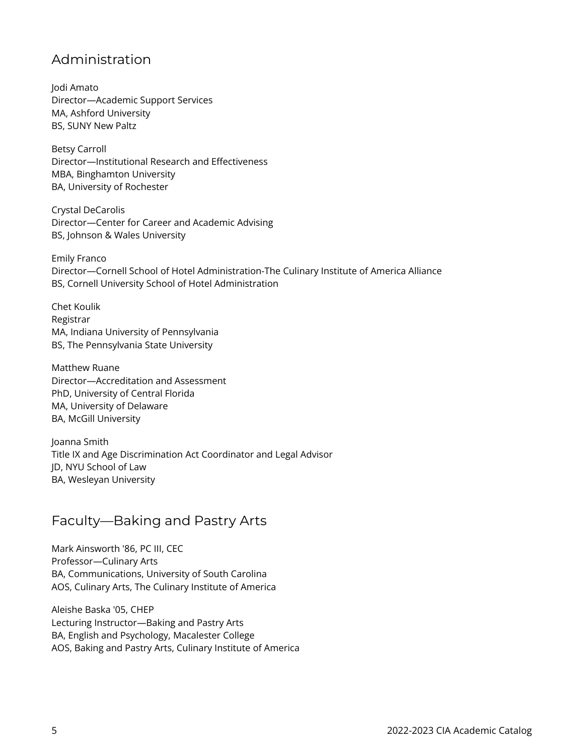## Administration

Jodi Amato
Director—Academic Support Services
MA, Ashford University
BS, SUNY New Paltz

Betsy Carroll
Director—Institutional Research and Effectiveness
MBA, Binghamton University
BA, University of Rochester

Crystal DeCarolis
Director—Center for Career and Academic Advising
BS, Johnson & Wales University

Emily Franco
Director—Cornell School of Hotel Administration-The Culinary Institute of America Alliance
BS, Cornell University School of Hotel Administration

Chet Koulik
Registrar
MA, Indiana University of Pennsylvania
BS, The Pennsylvania State University

Matthew Ruane
Director—Accreditation and Assessment
PhD, University of Central Florida
MA, University of Delaware
BA, McGill University

Joanna Smith
Title IX and Age Discrimination Act Coordinator and Legal Advisor
JD, NYU School of Law
BA, Wesleyan University

## Faculty—Baking and Pastry Arts

Mark Ainsworth '86, PC III, CEC
Professor—Culinary Arts
BA, Communications, University of South Carolina
AOS, Culinary Arts, The Culinary Institute of America

Aleishe Baska '05, CHEP
Lecturing Instructor—Baking and Pastry Arts
BA, English and Psychology, Macalester College
AOS, Baking and Pastry Arts, Culinary Institute of America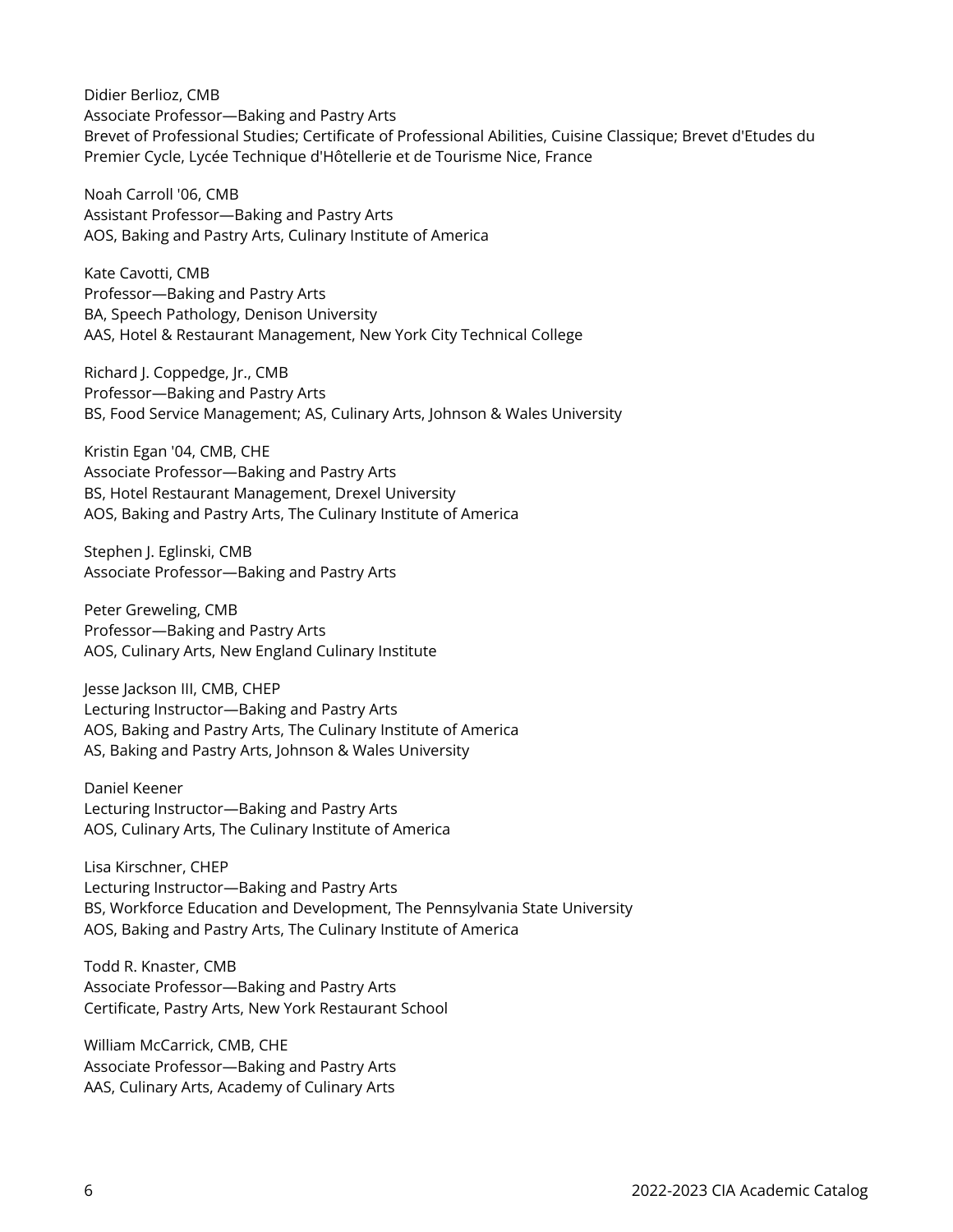Didier Berlioz, CMB
Associate Professor—Baking and Pastry Arts
Brevet of Professional Studies; Certificate of Professional Abilities, Cuisine Classique; Brevet d'Etudes du Premier Cycle, Lycée Technique d'Hôtellerie et de Tourisme Nice, France

Noah Carroll '06, CMB
Assistant Professor—Baking and Pastry Arts
AOS, Baking and Pastry Arts, Culinary Institute of America

Kate Cavotti, CMB
Professor—Baking and Pastry Arts
BA, Speech Pathology, Denison University
AAS, Hotel & Restaurant Management, New York City Technical College

Richard J. Coppedge, Jr., CMB
Professor—Baking and Pastry Arts
BS, Food Service Management; AS, Culinary Arts, Johnson & Wales University

Kristin Egan '04, CMB, CHE
Associate Professor—Baking and Pastry Arts
BS, Hotel Restaurant Management, Drexel University
AOS, Baking and Pastry Arts, The Culinary Institute of America

Stephen J. Eglinski, CMB
Associate Professor—Baking and Pastry Arts

Peter Greweling, CMB
Professor—Baking and Pastry Arts
AOS, Culinary Arts, New England Culinary Institute

Jesse Jackson III, CMB, CHEP
Lecturing Instructor—Baking and Pastry Arts
AOS, Baking and Pastry Arts, The Culinary Institute of America
AS, Baking and Pastry Arts, Johnson & Wales University

Daniel Keener
Lecturing Instructor—Baking and Pastry Arts
AOS, Culinary Arts, The Culinary Institute of America

Lisa Kirschner, CHEP
Lecturing Instructor—Baking and Pastry Arts
BS, Workforce Education and Development, The Pennsylvania State University
AOS, Baking and Pastry Arts, The Culinary Institute of America

Todd R. Knaster, CMB
Associate Professor—Baking and Pastry Arts
Certificate, Pastry Arts, New York Restaurant School

William McCarrick, CMB, CHE
Associate Professor—Baking and Pastry Arts
AAS, Culinary Arts, Academy of Culinary Arts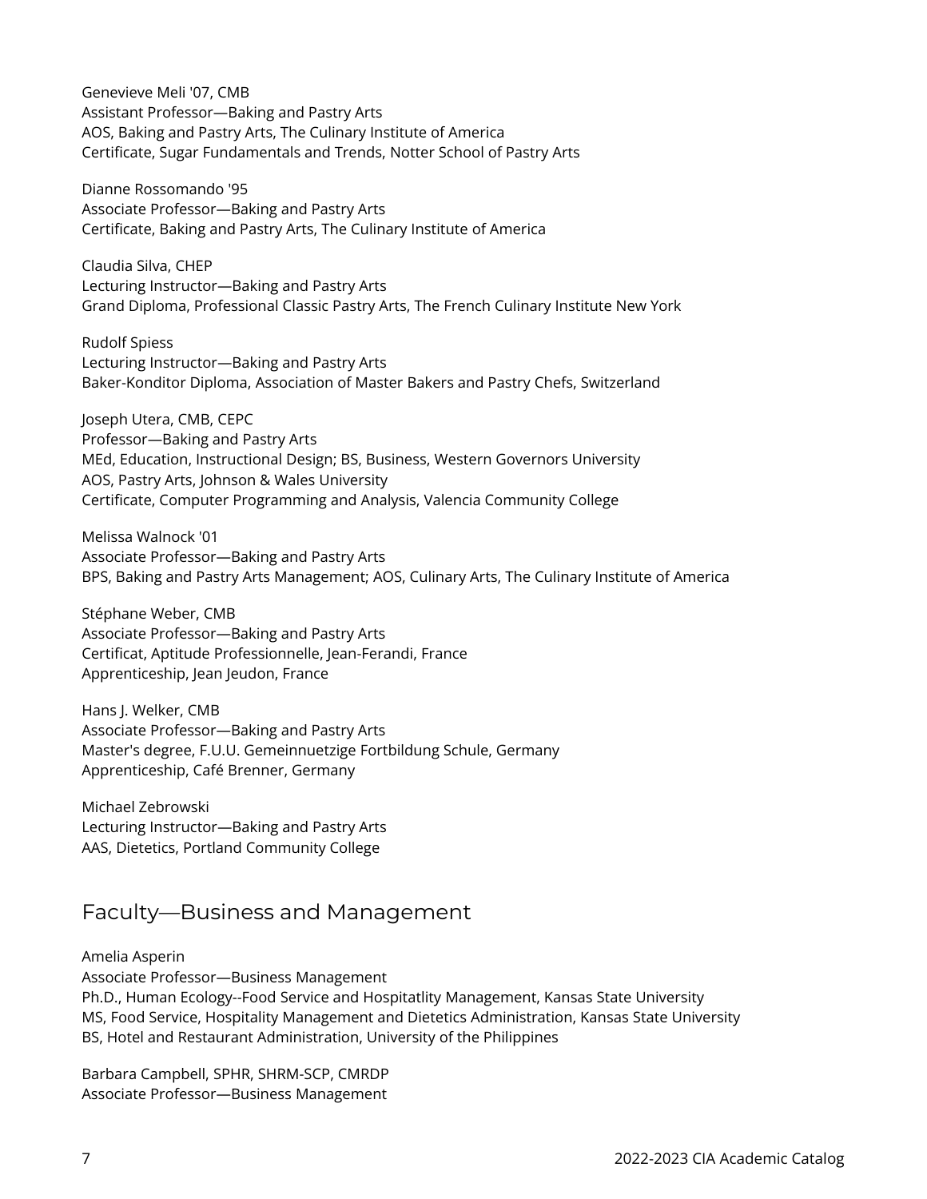Genevieve Meli '07, CMB
Assistant Professor—Baking and Pastry Arts
AOS, Baking and Pastry Arts, The Culinary Institute of America
Certificate, Sugar Fundamentals and Trends, Notter School of Pastry Arts

Dianne Rossomando '95
Associate Professor—Baking and Pastry Arts
Certificate, Baking and Pastry Arts, The Culinary Institute of America

Claudia Silva, CHEP
Lecturing Instructor—Baking and Pastry Arts
Grand Diploma, Professional Classic Pastry Arts, The French Culinary Institute New York

Rudolf Spiess
Lecturing Instructor—Baking and Pastry Arts
Baker-Konditor Diploma, Association of Master Bakers and Pastry Chefs, Switzerland

Joseph Utera, CMB, CEPC
Professor—Baking and Pastry Arts
MEd, Education, Instructional Design; BS, Business, Western Governors University
AOS, Pastry Arts, Johnson & Wales University
Certificate, Computer Programming and Analysis, Valencia Community College

Melissa Walnock '01
Associate Professor—Baking and Pastry Arts
BPS, Baking and Pastry Arts Management; AOS, Culinary Arts, The Culinary Institute of America

Stéphane Weber, CMB
Associate Professor—Baking and Pastry Arts
Certificat, Aptitude Professionnelle, Jean-Ferandi, France
Apprenticeship, Jean Jeudon, France

Hans J. Welker, CMB
Associate Professor—Baking and Pastry Arts
Master's degree, F.U.U. Gemeinnuetzige Fortbildung Schule, Germany
Apprenticeship, Café Brenner, Germany

Michael Zebrowski
Lecturing Instructor—Baking and Pastry Arts
AAS, Dietetics, Portland Community College

## Faculty—Business and Management

Amelia Asperin
Associate Professor—Business Management
Ph.D., Human Ecology--Food Service and Hospitatlity Management, Kansas State University
MS, Food Service, Hospitality Management and Dietetics Administration, Kansas State University
BS, Hotel and Restaurant Administration, University of the Philippines

Barbara Campbell, SPHR, SHRM-SCP, CMRDP
Associate Professor—Business Management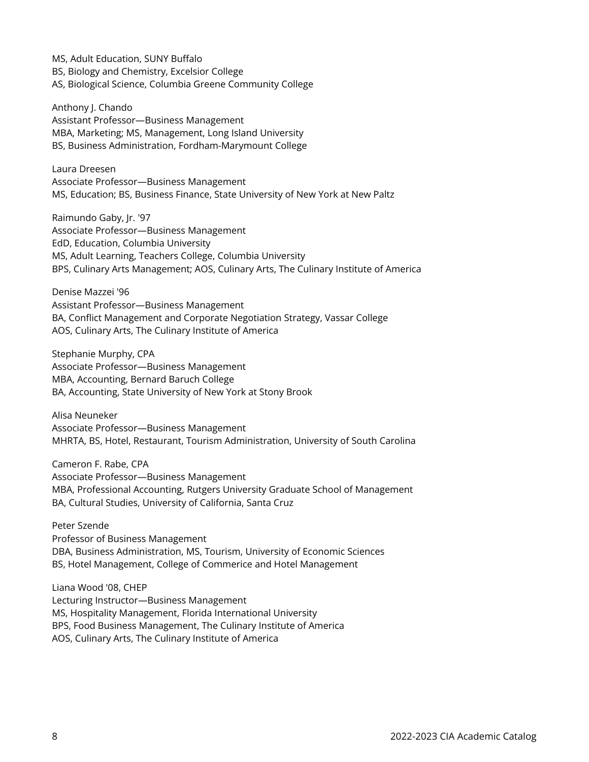MS, Adult Education, SUNY Buffalo
BS, Biology and Chemistry, Excelsior College
AS, Biological Science, Columbia Greene Community College

Anthony J. Chando
Assistant Professor—Business Management
MBA, Marketing; MS, Management, Long Island University
BS, Business Administration, Fordham-Marymount College

Laura Dreesen
Associate Professor—Business Management
MS, Education; BS, Business Finance, State University of New York at New Paltz

Raimundo Gaby, Jr. '97
Associate Professor—Business Management
EdD, Education, Columbia University
MS, Adult Learning, Teachers College, Columbia University
BPS, Culinary Arts Management; AOS, Culinary Arts, The Culinary Institute of America

Denise Mazzei '96
Assistant Professor—Business Management
BA, Conflict Management and Corporate Negotiation Strategy, Vassar College
AOS, Culinary Arts, The Culinary Institute of America

Stephanie Murphy, CPA
Associate Professor—Business Management
MBA, Accounting, Bernard Baruch College
BA, Accounting, State University of New York at Stony Brook

Alisa Neuneker
Associate Professor—Business Management
MHRTA, BS, Hotel, Restaurant, Tourism Administration, University of South Carolina

Cameron F. Rabe, CPA
Associate Professor—Business Management
MBA, Professional Accounting, Rutgers University Graduate School of Management
BA, Cultural Studies, University of California, Santa Cruz

Peter Szende
Professor of Business Management
DBA, Business Administration, MS, Tourism, University of Economic Sciences
BS, Hotel Management, College of Commerce and Hotel Management

Liana Wood '08, CHEP
Lecturing Instructor—Business Management
MS, Hospitality Management, Florida International University
BPS, Food Business Management, The Culinary Institute of America
AOS, Culinary Arts, The Culinary Institute of America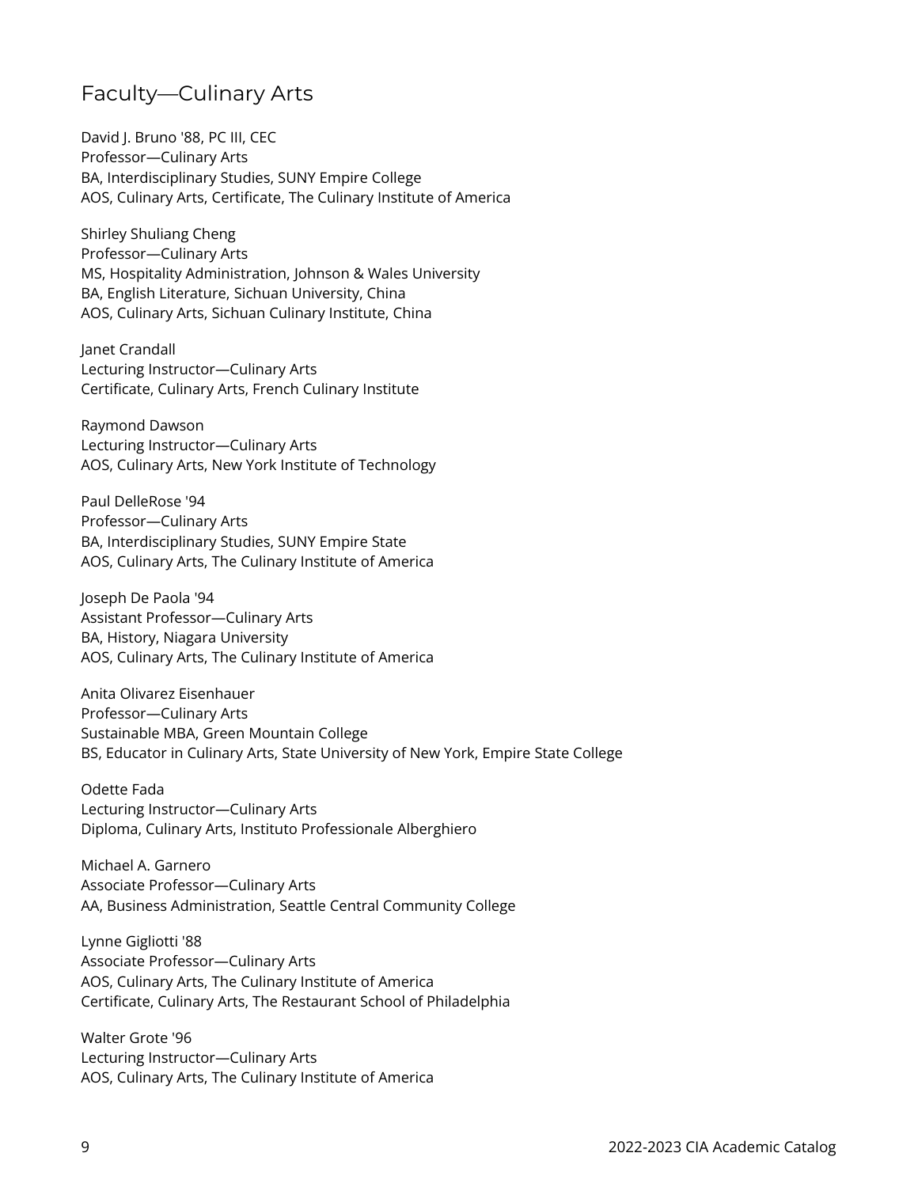## Faculty—Culinary Arts

David J. Bruno '88, PC III, CEC
Professor—Culinary Arts
BA, Interdisciplinary Studies, SUNY Empire College
AOS, Culinary Arts, Certificate, The Culinary Institute of America

Shirley Shuliang Cheng
Professor—Culinary Arts
MS, Hospitality Administration, Johnson & Wales University
BA, English Literature, Sichuan University, China
AOS, Culinary Arts, Sichuan Culinary Institute, China

Janet Crandall
Lecturing Instructor—Culinary Arts
Certificate, Culinary Arts, French Culinary Institute

Raymond Dawson
Lecturing Instructor—Culinary Arts
AOS, Culinary Arts, New York Institute of Technology

Paul DelleRose '94
Professor—Culinary Arts
BA, Interdisciplinary Studies, SUNY Empire State
AOS, Culinary Arts, The Culinary Institute of America

Joseph De Paola '94
Assistant Professor—Culinary Arts
BA, History, Niagara University
AOS, Culinary Arts, The Culinary Institute of America

Anita Olivarez Eisenhauer
Professor—Culinary Arts
Sustainable MBA, Green Mountain College
BS, Educator in Culinary Arts, State University of New York, Empire State College

Odette Fada
Lecturing Instructor—Culinary Arts
Diploma, Culinary Arts, Instituto Professionale Alberghiero

Michael A. Garnero
Associate Professor—Culinary Arts
AA, Business Administration, Seattle Central Community College

Lynne Gigliotti '88
Associate Professor—Culinary Arts
AOS, Culinary Arts, The Culinary Institute of America
Certificate, Culinary Arts, The Restaurant School of Philadelphia

Walter Grote '96
Lecturing Instructor—Culinary Arts
AOS, Culinary Arts, The Culinary Institute of America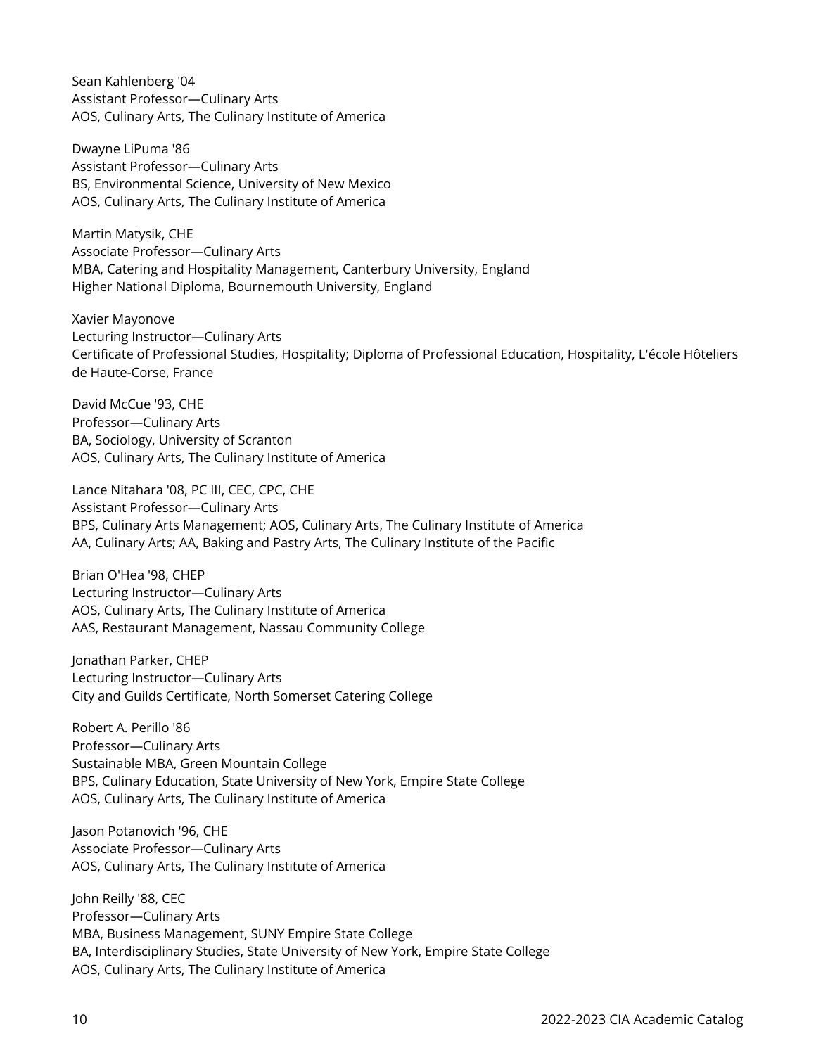Sean Kahlenberg '04
Assistant Professor—Culinary Arts
AOS, Culinary Arts, The Culinary Institute of America

Dwayne LiPuma '86
Assistant Professor—Culinary Arts
BS, Environmental Science, University of New Mexico
AOS, Culinary Arts, The Culinary Institute of America

Martin Matysik, CHE
Associate Professor—Culinary Arts
MBA, Catering and Hospitality Management, Canterbury University, England
Higher National Diploma, Bournemouth University, England

Xavier Mayonove
Lecturing Instructor—Culinary Arts
Certificate of Professional Studies, Hospitality; Diploma of Professional Education, Hospitality, L'école Hôteliers de Haute-Corse, France

David McCue '93, CHE
Professor—Culinary Arts
BA, Sociology, University of Scranton
AOS, Culinary Arts, The Culinary Institute of America

Lance Nitahara '08, PC III, CEC, CPC, CHE
Assistant Professor—Culinary Arts
BPS, Culinary Arts Management; AOS, Culinary Arts, The Culinary Institute of America
AA, Culinary Arts; AA, Baking and Pastry Arts, The Culinary Institute of the Pacific

Brian O'Hea '98, CHEP
Lecturing Instructor—Culinary Arts
AOS, Culinary Arts, The Culinary Institute of America
AAS, Restaurant Management, Nassau Community College

Jonathan Parker, CHEP
Lecturing Instructor—Culinary Arts
City and Guilds Certificate, North Somerset Catering College

Robert A. Perillo '86
Professor—Culinary Arts
Sustainable MBA, Green Mountain College
BPS, Culinary Education, State University of New York, Empire State College
AOS, Culinary Arts, The Culinary Institute of America

Jason Potanovich '96, CHE
Associate Professor—Culinary Arts
AOS, Culinary Arts, The Culinary Institute of America

John Reilly '88, CEC
Professor—Culinary Arts
MBA, Business Management, SUNY Empire State College
BA, Interdisciplinary Studies, State University of New York, Empire State College
AOS, Culinary Arts, The Culinary Institute of America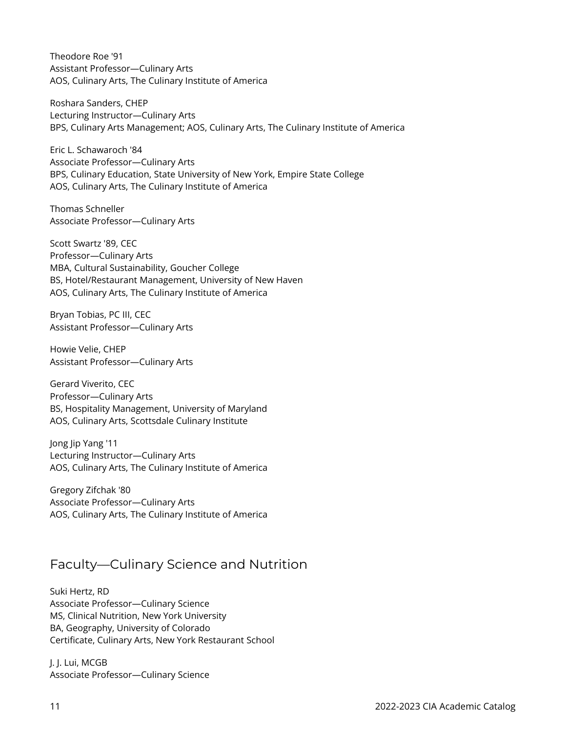Theodore Roe '91
Assistant Professor—Culinary Arts
AOS, Culinary Arts, The Culinary Institute of America

Roshara Sanders, CHEP
Lecturing Instructor—Culinary Arts
BPS, Culinary Arts Management; AOS, Culinary Arts, The Culinary Institute of America

Eric L. Schawaroch '84
Associate Professor—Culinary Arts
BPS, Culinary Education, State University of New York, Empire State College
AOS, Culinary Arts, The Culinary Institute of America

Thomas Schneller
Associate Professor—Culinary Arts

Scott Swartz '89, CEC
Professor—Culinary Arts
MBA, Cultural Sustainability, Goucher College
BS, Hotel/Restaurant Management, University of New Haven
AOS, Culinary Arts, The Culinary Institute of America

Bryan Tobias, PC III, CEC
Assistant Professor—Culinary Arts

Howie Velie, CHEP
Assistant Professor—Culinary Arts

Gerard Viverito, CEC
Professor—Culinary Arts
BS, Hospitality Management, University of Maryland
AOS, Culinary Arts, Scottsdale Culinary Institute

Jong Jip Yang '11
Lecturing Instructor—Culinary Arts
AOS, Culinary Arts, The Culinary Institute of America

Gregory Zifchak '80
Associate Professor—Culinary Arts
AOS, Culinary Arts, The Culinary Institute of America

## Faculty—Culinary Science and Nutrition

Suki Hertz, RD
Associate Professor—Culinary Science
MS, Clinical Nutrition, New York University
BA, Geography, University of Colorado
Certificate, Culinary Arts, New York Restaurant School

J. J. Lui, MCGB
Associate Professor—Culinary Science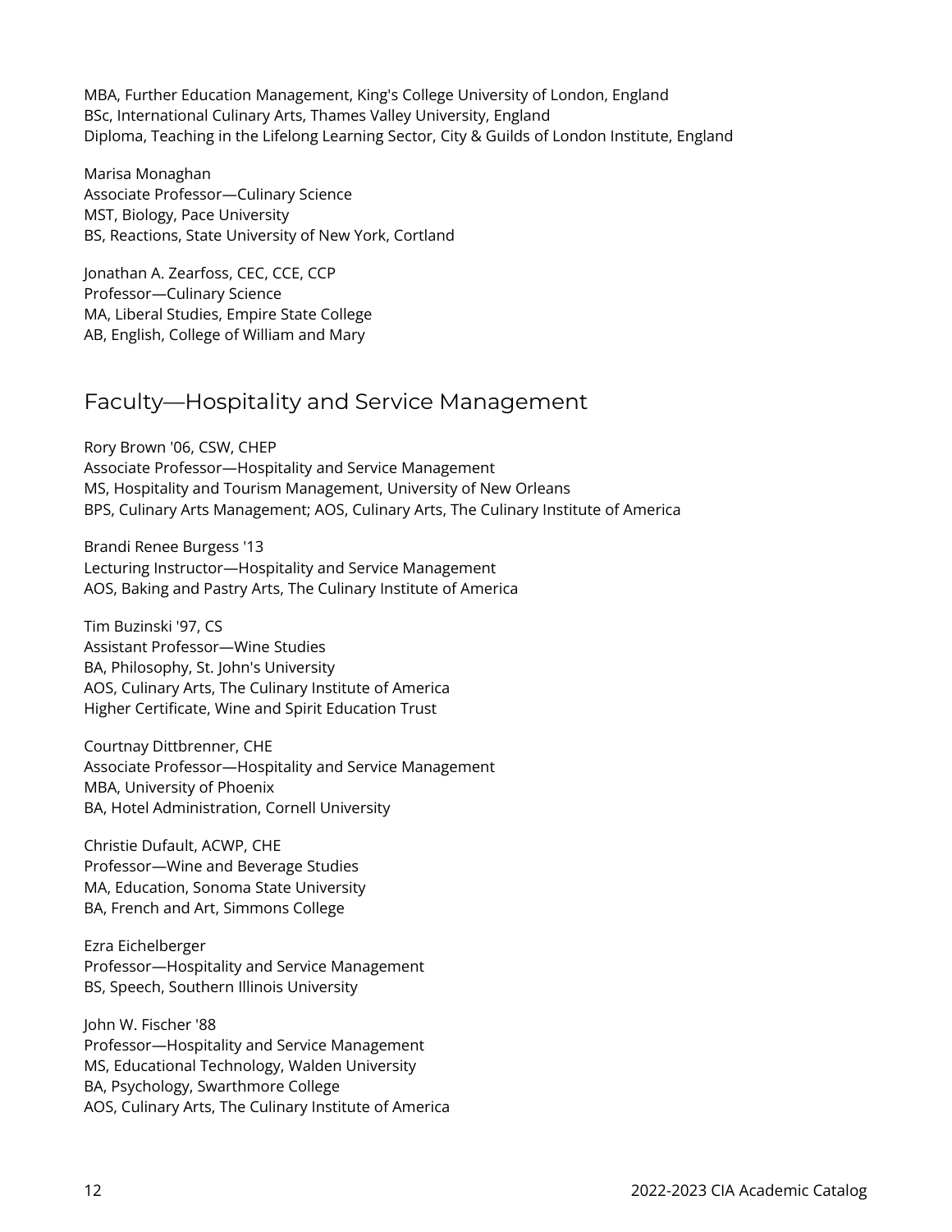MBA, Further Education Management, King's College University of London, England
BSc, International Culinary Arts, Thames Valley University, England
Diploma, Teaching in the Lifelong Learning Sector, City & Guilds of London Institute, England

Marisa Monaghan
Associate Professor—Culinary Science
MST, Biology, Pace University
BS, Reactions, State University of New York, Cortland

Jonathan A. Zearfoss, CEC, CCE, CCP
Professor—Culinary Science
MA, Liberal Studies, Empire State College
AB, English, College of William and Mary

## Faculty—Hospitality and Service Management

Rory Brown '06, CSW, CHEP
Associate Professor—Hospitality and Service Management
MS, Hospitality and Tourism Management, University of New Orleans
BPS, Culinary Arts Management; AOS, Culinary Arts, The Culinary Institute of America

Brandi Renee Burgess '13
Lecturing Instructor—Hospitality and Service Management
AOS, Baking and Pastry Arts, The Culinary Institute of America

Tim Buzinski '97, CS
Assistant Professor—Wine Studies
BA, Philosophy, St. John's University
AOS, Culinary Arts, The Culinary Institute of America
Higher Certificate, Wine and Spirit Education Trust

Courtnay Dittbrenner, CHE
Associate Professor—Hospitality and Service Management
MBA, University of Phoenix
BA, Hotel Administration, Cornell University

Christie Dufault, ACWP, CHE
Professor—Wine and Beverage Studies
MA, Education, Sonoma State University
BA, French and Art, Simmons College

Ezra Eichelberger
Professor—Hospitality and Service Management
BS, Speech, Southern Illinois University

John W. Fischer '88
Professor—Hospitality and Service Management
MS, Educational Technology, Walden University
BA, Psychology, Swarthmore College
AOS, Culinary Arts, The Culinary Institute of America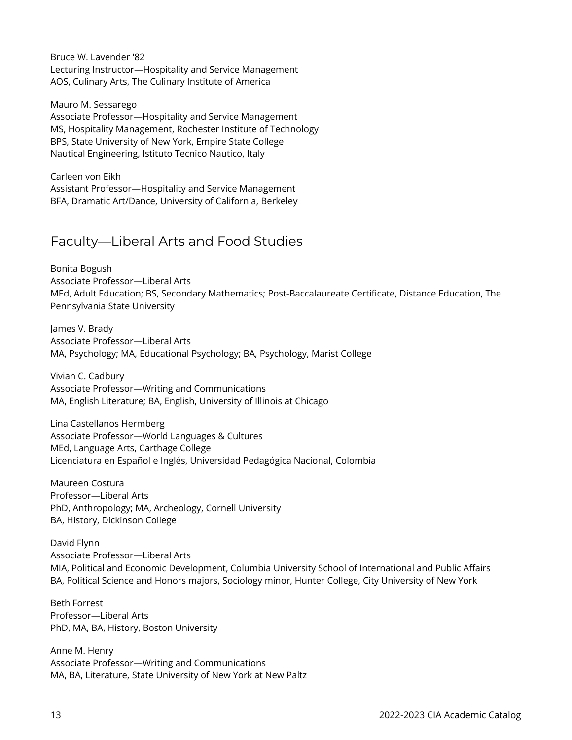Bruce W. Lavender '82
Lecturing Instructor—Hospitality and Service Management
AOS, Culinary Arts, The Culinary Institute of America

Mauro M. Sessarego
Associate Professor—Hospitality and Service Management
MS, Hospitality Management, Rochester Institute of Technology
BPS, State University of New York, Empire State College
Nautical Engineering, Istituto Tecnico Nautico, Italy

Carleen von Eikh
Assistant Professor—Hospitality and Service Management
BFA, Dramatic Art/Dance, University of California, Berkeley

## Faculty—Liberal Arts and Food Studies

Bonita Bogush
Associate Professor—Liberal Arts
MEd, Adult Education; BS, Secondary Mathematics; Post-Baccalaureate Certificate, Distance Education, The Pennsylvania State University

James V. Brady
Associate Professor—Liberal Arts
MA, Psychology; MA, Educational Psychology; BA, Psychology, Marist College

Vivian C. Cadbury
Associate Professor—Writing and Communications
MA, English Literature; BA, English, University of Illinois at Chicago

Lina Castellanos Hermberg
Associate Professor—World Languages & Cultures
MEd, Language Arts, Carthage College
Licenciatura en Español e Inglés, Universidad Pedagógica Nacional, Colombia

Maureen Costura
Professor—Liberal Arts
PhD, Anthropology; MA, Archeology, Cornell University
BA, History, Dickinson College

David Flynn
Associate Professor—Liberal Arts
MIA, Political and Economic Development, Columbia University School of International and Public Affairs
BA, Political Science and Honors majors, Sociology minor, Hunter College, City University of New York

Beth Forrest
Professor—Liberal Arts
PhD, MA, BA, History, Boston University

Anne M. Henry
Associate Professor—Writing and Communications
MA, BA, Literature, State University of New York at New Paltz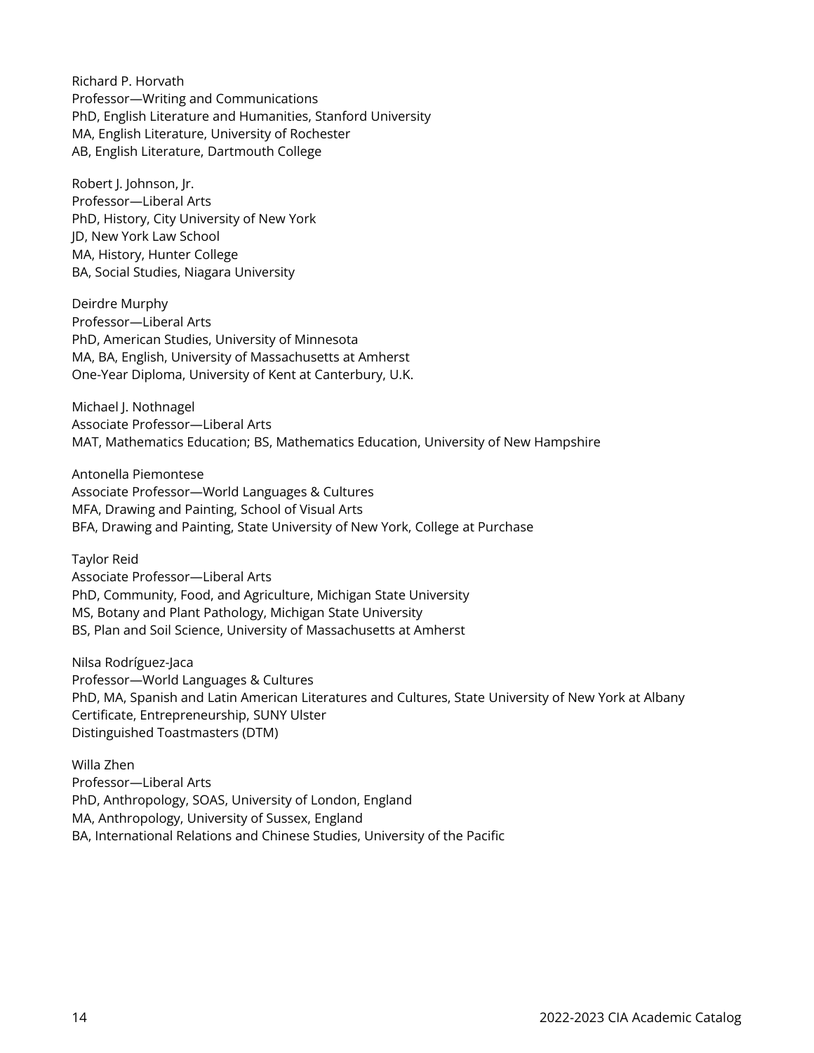Richard P. Horvath
Professor—Writing and Communications
PhD, English Literature and Humanities, Stanford University
MA, English Literature, University of Rochester
AB, English Literature, Dartmouth College

Robert J. Johnson, Jr.
Professor—Liberal Arts
PhD, History, City University of New York
JD, New York Law School
MA, History, Hunter College
BA, Social Studies, Niagara University

Deirdre Murphy
Professor—Liberal Arts
PhD, American Studies, University of Minnesota
MA, BA, English, University of Massachusetts at Amherst
One-Year Diploma, University of Kent at Canterbury, U.K.

Michael J. Nothnagel
Associate Professor—Liberal Arts
MAT, Mathematics Education; BS, Mathematics Education, University of New Hampshire

Antonella Piemontese
Associate Professor—World Languages & Cultures
MFA, Drawing and Painting, School of Visual Arts
BFA, Drawing and Painting, State University of New York, College at Purchase

Taylor Reid
Associate Professor—Liberal Arts
PhD, Community, Food, and Agriculture, Michigan State University
MS, Botany and Plant Pathology, Michigan State University
BS, Plan and Soil Science, University of Massachusetts at Amherst

Nilsa Rodríguez-Jaca
Professor—World Languages & Cultures
PhD, MA, Spanish and Latin American Literatures and Cultures, State University of New York at Albany
Certificate, Entrepreneurship, SUNY Ulster
Distinguished Toastmasters (DTM)

Willa Zhen
Professor—Liberal Arts
PhD, Anthropology, SOAS, University of London, England
MA, Anthropology, University of Sussex, England
BA, International Relations and Chinese Studies, University of the Pacific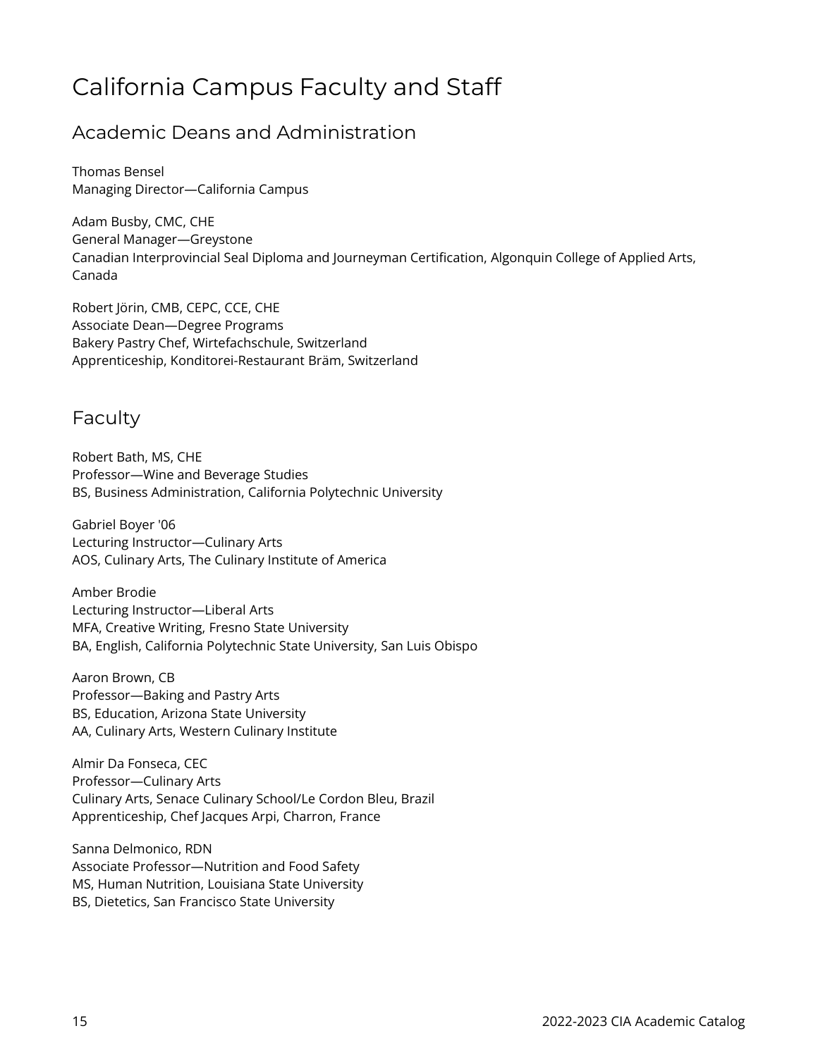# California Campus Faculty and Staff

## Academic Deans and Administration

Thomas Bensel
Managing Director—California Campus

Adam Busby, CMC, CHE
General Manager—Greystone
Canadian Interprovincial Seal Diploma and Journeyman Certification, Algonquin College of Applied Arts, Canada

Robert Jörin, CMB, CEPC, CCE, CHE
Associate Dean—Degree Programs
Bakery Pastry Chef, Wirtefachschule, Switzerland
Apprenticeship, Konditorei-Restaurant Bräm, Switzerland

## Faculty

Robert Bath, MS, CHE
Professor—Wine and Beverage Studies
BS, Business Administration, California Polytechnic University

Gabriel Boyer '06
Lecturing Instructor—Culinary Arts
AOS, Culinary Arts, The Culinary Institute of America

Amber Brodie
Lecturing Instructor—Liberal Arts
MFA, Creative Writing, Fresno State University
BA, English, California Polytechnic State University, San Luis Obispo

Aaron Brown, CB
Professor—Baking and Pastry Arts
BS, Education, Arizona State University
AA, Culinary Arts, Western Culinary Institute

Almir Da Fonseca, CEC
Professor—Culinary Arts
Culinary Arts, Senace Culinary School/Le Cordon Bleu, Brazil
Apprenticeship, Chef Jacques Arpi, Charron, France

Sanna Delmonico, RDN
Associate Professor—Nutrition and Food Safety
MS, Human Nutrition, Louisiana State University
BS, Dietetics, San Francisco State University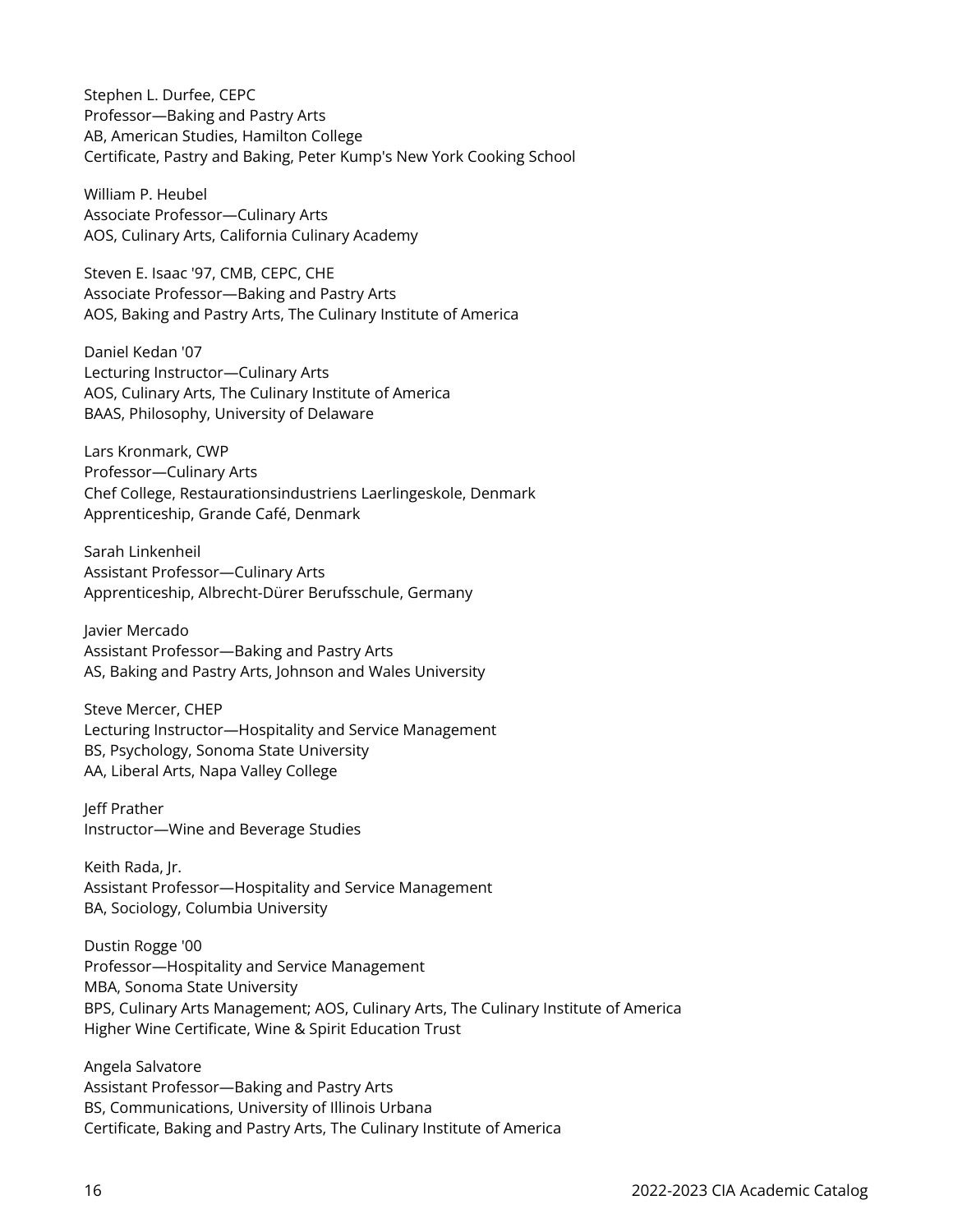Stephen L. Durfee, CEPC
Professor—Baking and Pastry Arts
AB, American Studies, Hamilton College
Certificate, Pastry and Baking, Peter Kump's New York Cooking School

William P. Heubel
Associate Professor—Culinary Arts
AOS, Culinary Arts, California Culinary Academy

Steven E. Isaac '97, CMB, CEPC, CHE
Associate Professor—Baking and Pastry Arts
AOS, Baking and Pastry Arts, The Culinary Institute of America

Daniel Kedan '07
Lecturing Instructor—Culinary Arts
AOS, Culinary Arts, The Culinary Institute of America
BAAS, Philosophy, University of Delaware

Lars Kronmark, CWP
Professor—Culinary Arts
Chef College, Restaurationsindustriens Laerlingeskole, Denmark
Apprenticeship, Grande Café, Denmark

Sarah Linkenheil
Assistant Professor—Culinary Arts
Apprenticeship, Albrecht-Dürer Berufsschule, Germany

Javier Mercado
Assistant Professor—Baking and Pastry Arts
AS, Baking and Pastry Arts, Johnson and Wales University

Steve Mercer, CHEP
Lecturing Instructor—Hospitality and Service Management
BS, Psychology, Sonoma State University
AA, Liberal Arts, Napa Valley College

Jeff Prather
Instructor—Wine and Beverage Studies

Keith Rada, Jr.
Assistant Professor—Hospitality and Service Management
BA, Sociology, Columbia University

Dustin Rogge '00
Professor—Hospitality and Service Management
MBA, Sonoma State University
BPS, Culinary Arts Management; AOS, Culinary Arts, The Culinary Institute of America
Higher Wine Certificate, Wine & Spirit Education Trust

Angela Salvatore
Assistant Professor—Baking and Pastry Arts
BS, Communications, University of Illinois Urbana
Certificate, Baking and Pastry Arts, The Culinary Institute of America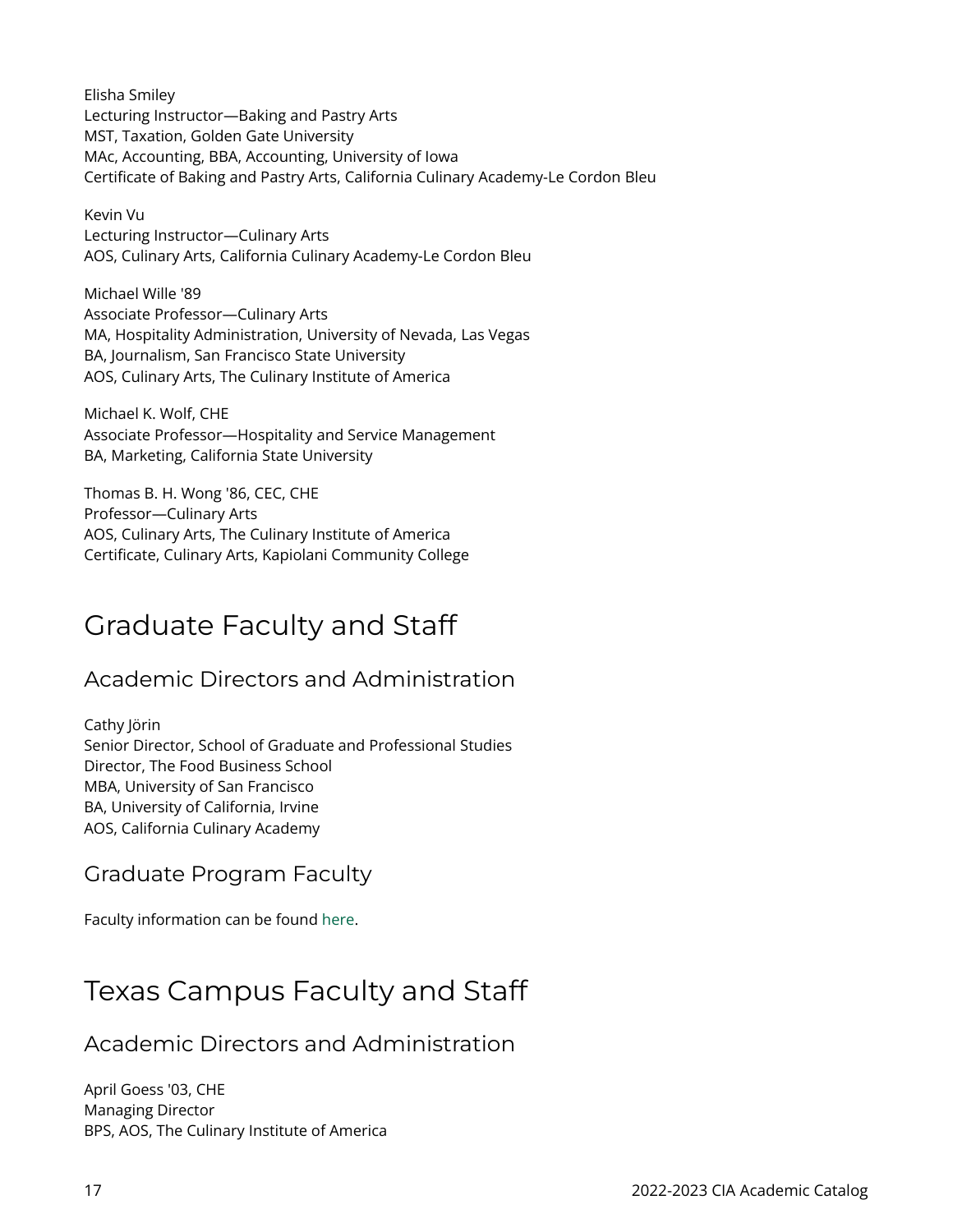Elisha Smiley
Lecturing Instructor—Baking and Pastry Arts
MST, Taxation, Golden Gate University
MAc, Accounting, BBA, Accounting, University of Iowa
Certificate of Baking and Pastry Arts, California Culinary Academy-Le Cordon Bleu

Kevin Vu
Lecturing Instructor—Culinary Arts
AOS, Culinary Arts, California Culinary Academy-Le Cordon Bleu

Michael Wille '89
Associate Professor—Culinary Arts
MA, Hospitality Administration, University of Nevada, Las Vegas
BA, Journalism, San Francisco State University
AOS, Culinary Arts, The Culinary Institute of America

Michael K. Wolf, CHE
Associate Professor—Hospitality and Service Management
BA, Marketing, California State University

Thomas B. H. Wong '86, CEC, CHE
Professor—Culinary Arts
AOS, Culinary Arts, The Culinary Institute of America
Certificate, Culinary Arts, Kapiolani Community College

# Graduate Faculty and Staff

## Academic Directors and Administration

Cathy Jörin
Senior Director, School of Graduate and Professional Studies
Director, The Food Business School
MBA, University of San Francisco
BA, University of California, Irvine
AOS, California Culinary Academy

## Graduate Program Faculty

Faculty information can be found here.

# Texas Campus Faculty and Staff

## Academic Directors and Administration

April Goess '03, CHE
Managing Director
BPS, AOS, The Culinary Institute of America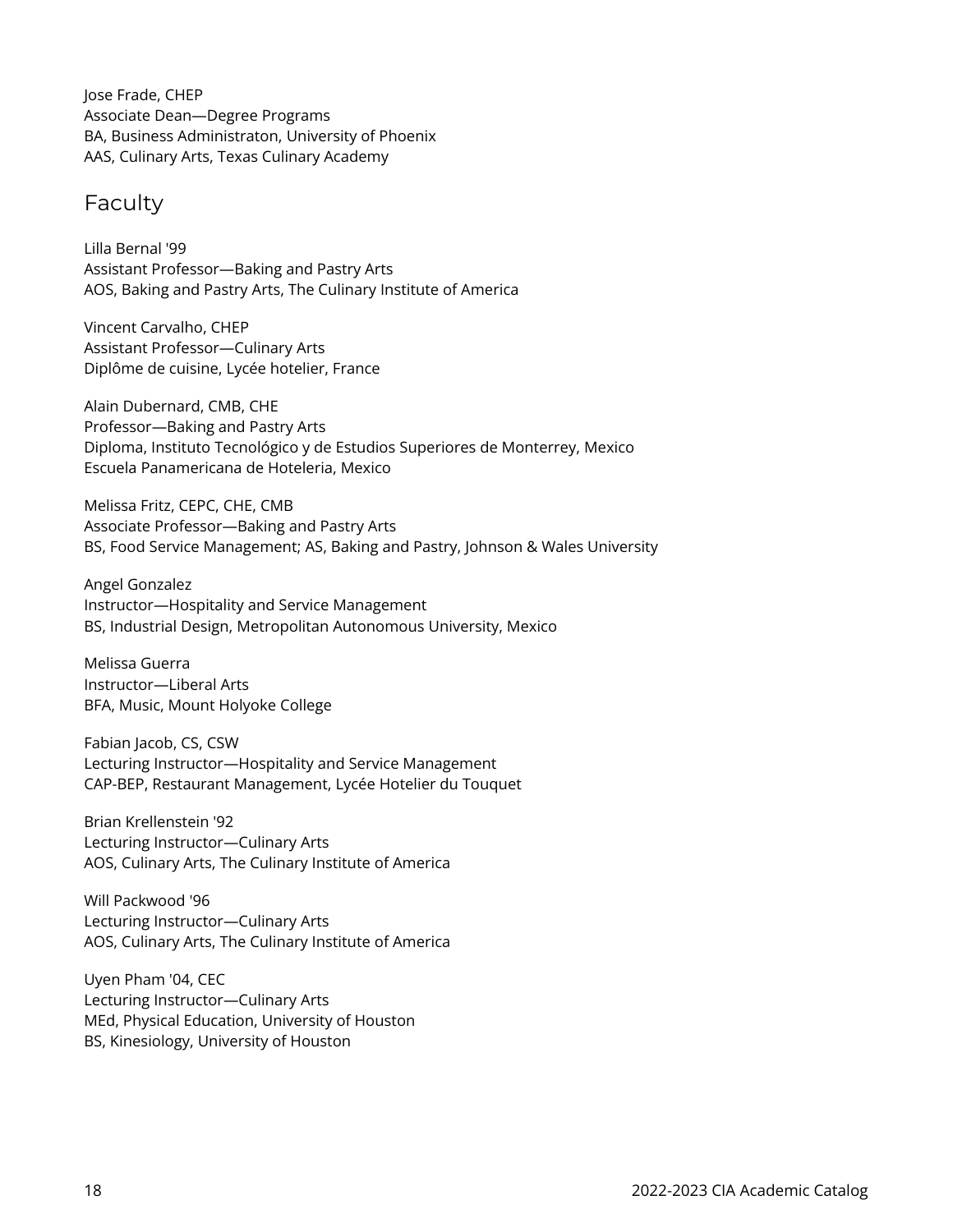Jose Frade, CHEP  
Associate Dean—Degree Programs  
BA, Business Administraton, University of Phoenix  
AAS, Culinary Arts, Texas Culinary Academy

## Faculty

Lilla Bernal '99  
Assistant Professor—Baking and Pastry Arts  
AOS, Baking and Pastry Arts, The Culinary Institute of America

Vincent Carvalho, CHEP  
Assistant Professor—Culinary Arts  
Diplôme de cuisine, Lycée hotelier, France

Alain Dubernard, CMB, CHE  
Professor—Baking and Pastry Arts  
Diploma, Instituto Tecnológico y de Estudios Superiores de Monterrey, Mexico  
Escuela Panamericana de Hoteleria, Mexico

Melissa Fritz, CEPC, CHE, CMB  
Associate Professor—Baking and Pastry Arts  
BS, Food Service Management; AS, Baking and Pastry, Johnson & Wales University

Angel Gonzalez  
Instructor—Hospitality and Service Management  
BS, Industrial Design, Metropolitan Autonomous University, Mexico

Melissa Guerra  
Instructor—Liberal Arts  
BFA, Music, Mount Holyoke College

Fabian Jacob, CS, CSW  
Lecturing Instructor—Hospitality and Service Management  
CAP-BEP, Restaurant Management, Lycée Hotelier du Touquet

Brian Krellenstein '92  
Lecturing Instructor—Culinary Arts  
AOS, Culinary Arts, The Culinary Institute of America

Will Packwood '96  
Lecturing Instructor—Culinary Arts  
AOS, Culinary Arts, The Culinary Institute of America

Uyen Pham '04, CEC  
Lecturing Instructor—Culinary Arts  
MEd, Physical Education, University of Houston  
BS, Kinesiology, University of Houston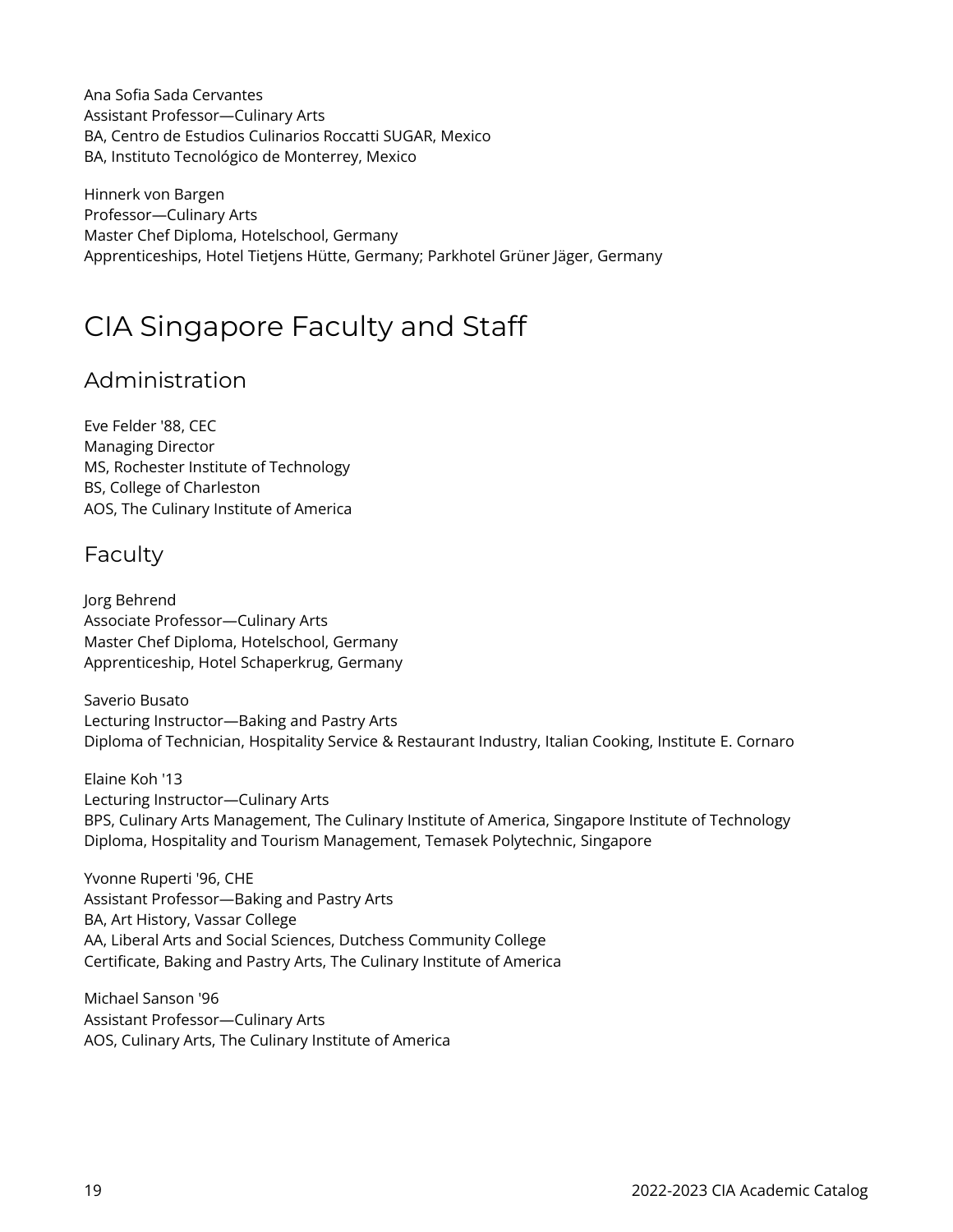Ana Sofia Sada Cervantes
Assistant Professor—Culinary Arts
BA, Centro de Estudios Culinarios Roccatti SUGAR, Mexico
BA, Instituto Tecnológico de Monterrey, Mexico

Hinnerk von Bargen
Professor—Culinary Arts
Master Chef Diploma, Hotelschool, Germany
Apprenticeships, Hotel Tietjens Hütte, Germany; Parkhotel Grüner Jäger, Germany

# CIA Singapore Faculty and Staff

## Administration

Eve Felder '88, CEC
Managing Director
MS, Rochester Institute of Technology
BS, College of Charleston
AOS, The Culinary Institute of America

## Faculty

Jorg Behrend
Associate Professor—Culinary Arts
Master Chef Diploma, Hotelschool, Germany
Apprenticeship, Hotel Schaperkrug, Germany

Saverio Busato
Lecturing Instructor—Baking and Pastry Arts
Diploma of Technician, Hospitality Service & Restaurant Industry, Italian Cooking, Institute E. Cornaro

Elaine Koh '13
Lecturing Instructor—Culinary Arts
BPS, Culinary Arts Management, The Culinary Institute of America, Singapore Institute of Technology
Diploma, Hospitality and Tourism Management, Temasek Polytechnic, Singapore

Yvonne Ruperti '96, CHE
Assistant Professor—Baking and Pastry Arts
BA, Art History, Vassar College
AA, Liberal Arts and Social Sciences, Dutchess Community College
Certificate, Baking and Pastry Arts, The Culinary Institute of America

Michael Sanson '96
Assistant Professor—Culinary Arts
AOS, Culinary Arts, The Culinary Institute of America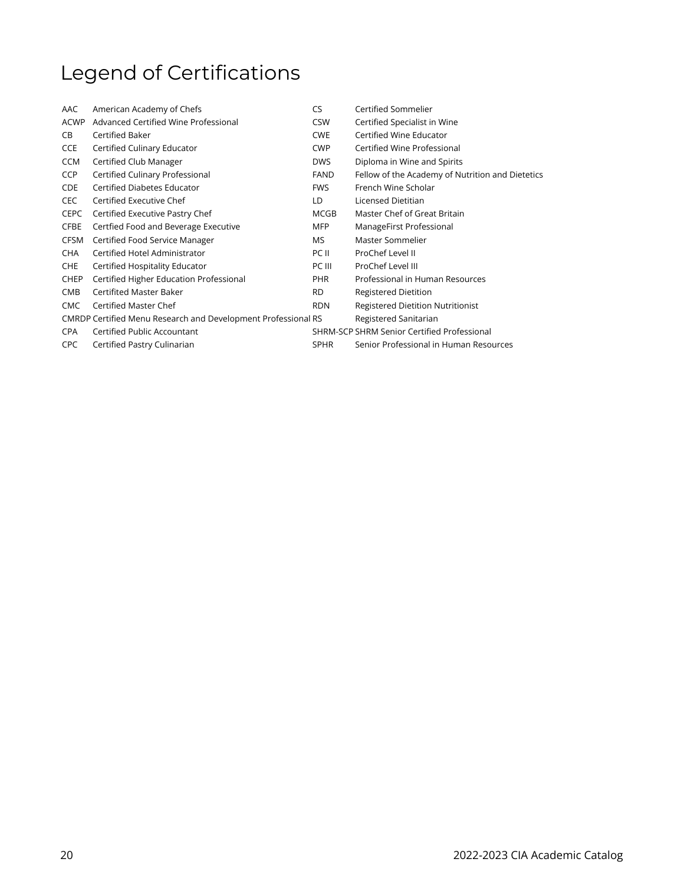# Legend of Certifications

| | |
|---|---|
| AAC | American Academy of Chefs |
| ACWP | Advanced Certified Wine Professional |
| CB | Certified Baker |
| CCE | Certified Culinary Educator |
| CCM | Certified Club Manager |
| CCP | Certified Culinary Professional |
| CDE | Certified Diabetes Educator |
| CEC | Certified Executive Chef |
| CEPC | Certified Executive Pastry Chef |
| CFBE | Certfied Food and Beverage Executive |
| CFSM | Certified Food Service Manager |
| CHA | Certified Hotel Administrator |
| CHE | Certified Hospitality Educator |
| CHEP | Certified Higher Education Professional |
| CMB | Certifited Master Baker |
| CMC | Certified Master Chef |
| CMRDP | Certified Menu Research and Development Professional |
| CPA | Certified Public Accountant |
| CPC | Certified Pastry Culinarian |
| CS | Certified Sommelier |
| CSW | Certified Specialist in Wine |
| CWE | Certified Wine Educator |
| CWP | Certified Wine Professional |
| DWS | Diploma in Wine and Spirits |
| FAND | Fellow of the Academy of Nutrition and Dietetics |
| FWS | French Wine Scholar |
| LD | Licensed Dietitian |
| MCGB | Master Chef of Great Britain |
| MFP | ManageFirst Professional |
| MS | Master Sommelier |
| PC II | ProChef Level II |
| PC III | ProChef Level III |
| PHR | Professional in Human Resources |
| RD | Registered Dietition |
| RDN | Registered Dietition Nutritionist |
| RS | Registered Sanitarian |
| SHRM-SCP | SHRM Senior Certified Professional |
| SPHR | Senior Professional in Human Resources |